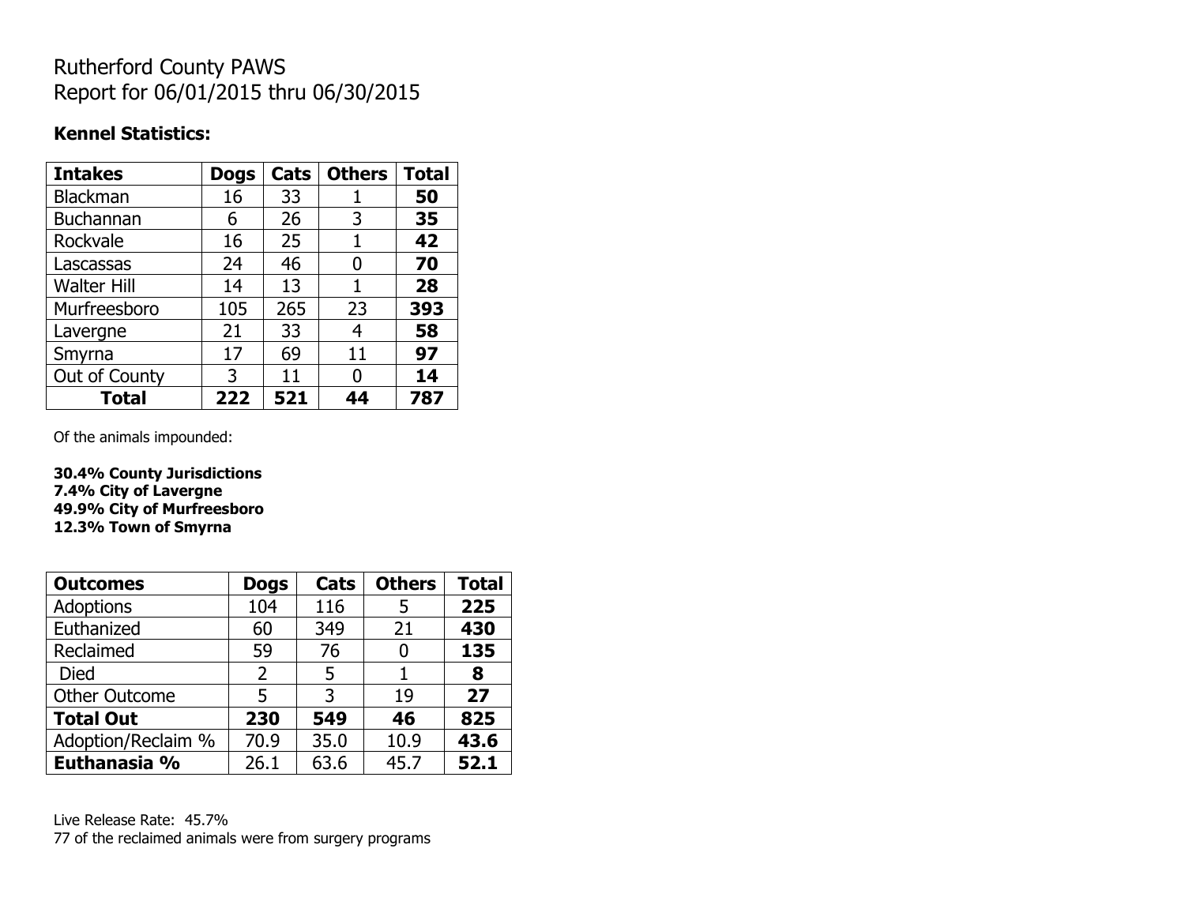# Rutherford County PAWS
# Report for 06/01/2015 thru 06/30/2015

**Kennel Statistics:**

| Intakes | Dogs | Cats | Others | Total |
|---|---|---|---|---|
| Blackman | 16 | 33 | 1 | **50** |
| Buchannan | 6 | 26 | 3 | **35** |
| Rockvale | 16 | 25 | 1 | **42** |
| Lascassas | 24 | 46 | 0 | **70** |
| Walter Hill | 14 | 13 | 1 | **28** |
| Murfreesboro | 105 | 265 | 23 | **393** |
| Lavergne | 21 | 33 | 4 | **58** |
| Smyrna | 17 | 69 | 11 | **97** |
| Out of County | 3 | 11 | 0 | **14** |
| **Total** | **222** | **521** | **44** | **787** |

Of the animals impounded:

**30.4% County Jurisdictions**
**7.4% City of Lavergne**
**49.9% City of Murfreesboro**
**12.3% Town of Smyrna**

| Outcomes | Dogs | Cats | Others | Total |
|---|---|---|---|---|
| Adoptions | 104 | 116 | 5 | **225** |
| Euthanized | 60 | 349 | 21 | **430** |
| Reclaimed | 59 | 76 | 0 | **135** |
| Died | 2 | 5 | 1 | **8** |
| Other Outcome | 5 | 3 | 19 | **27** |
| **Total Out** | **230** | **549** | **46** | **825** |
| Adoption/Reclaim % | 70.9 | 35.0 | 10.9 | **43.6** |
| **Euthanasia %** | 26.1 | 63.6 | 45.7 | **52.1** |

Live Release Rate: 45.7%
77 of the reclaimed animals were from surgery programs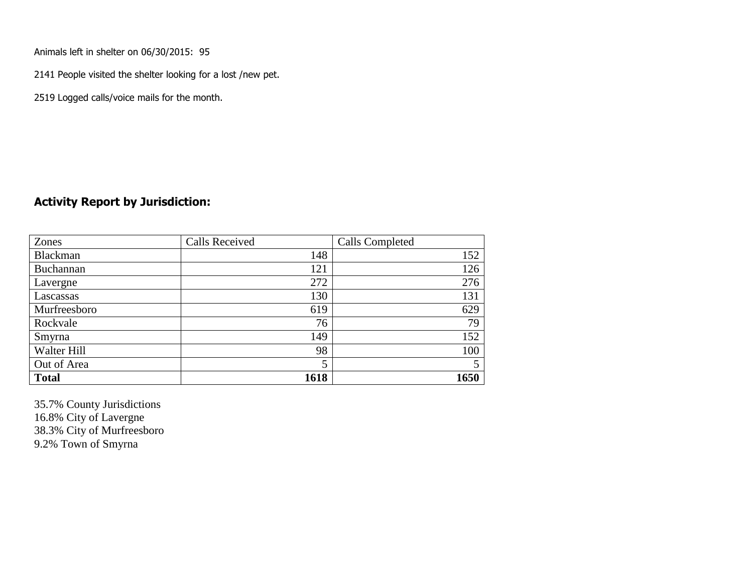Animals left in shelter on 06/30/2015: 95

2141 People visited the shelter looking for a lost /new pet.

2519 Logged calls/voice mails for the month.

## Activity Report by Jurisdiction:

| Zones | Calls Received | Calls Completed |
|---|---|---|
| Blackman | 148 | 152 |
| Buchannan | 121 | 126 |
| Lavergne | 272 | 276 |
| Lascassas | 130 | 131 |
| Murfreesboro | 619 | 629 |
| Rockvale | 76 | 79 |
| Smyrna | 149 | 152 |
| Walter Hill | 98 | 100 |
| Out of Area | 5 | 5 |
| **Total** | **1618** | **1650** |

35.7% County Jurisdictions
16.8% City of Lavergne
38.3% City of Murfreesboro
9.2% Town of Smyrna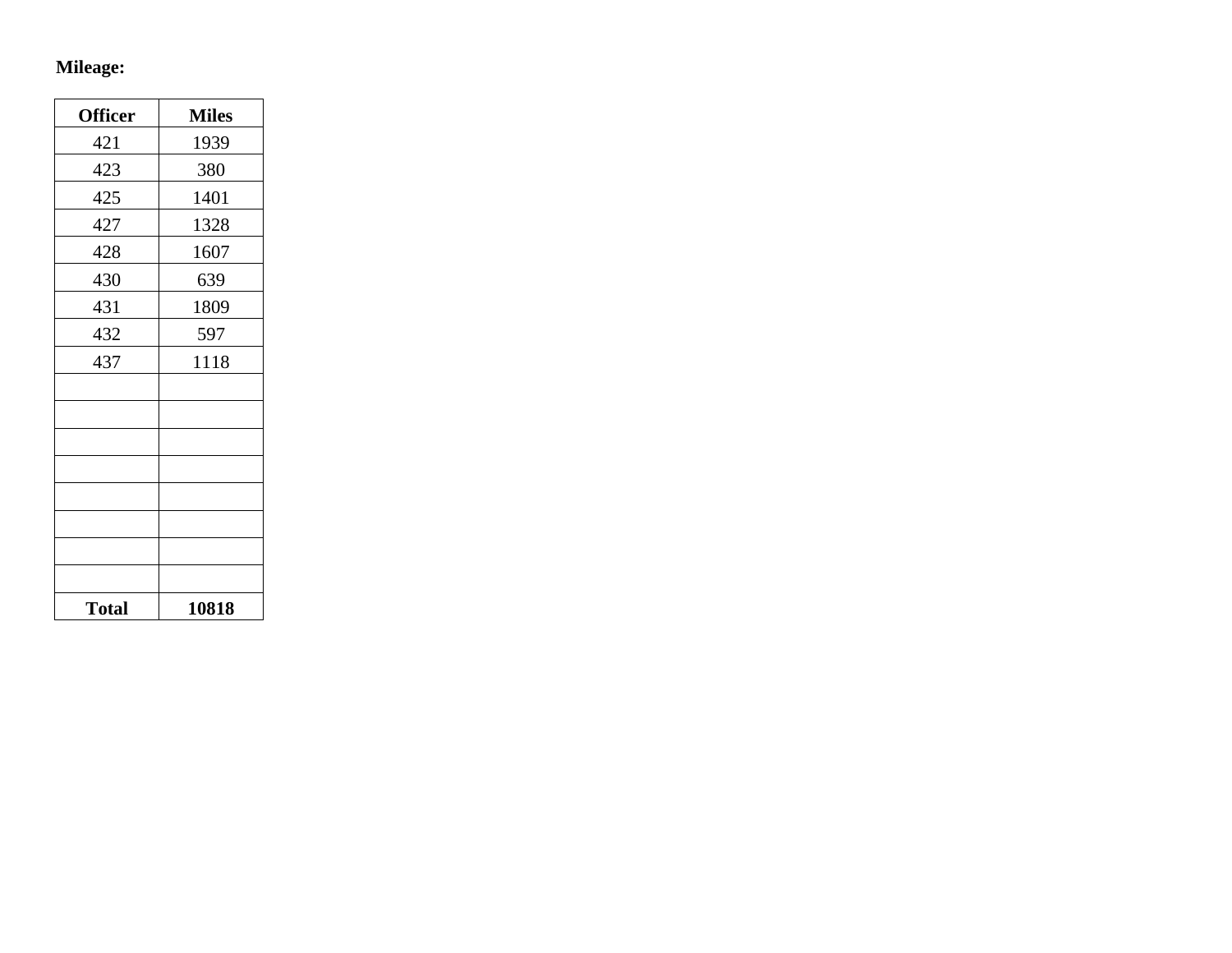**Mileage:**

| Officer | Miles |
|---|---|
| 421 | 1939 |
| 423 | 380 |
| 425 | 1401 |
| 427 | 1328 |
| 428 | 1607 |
| 430 | 639 |
| 431 | 1809 |
| 432 | 597 |
| 437 | 1118 |
| | |
| | |
| | |
| | |
| | |
| | |
| | |
| | |
| **Total** | **10818** |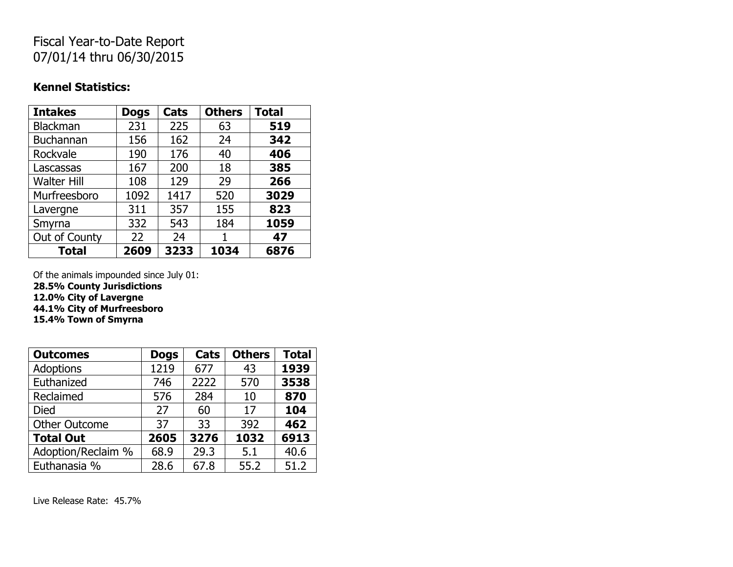Fiscal Year-to-Date Report
07/01/14 thru 06/30/2015

**Kennel Statistics:**

| Intakes | Dogs | Cats | Others | Total |
|---|---|---|---|---|
| Blackman | 231 | 225 | 63 | **519** |
| Buchannan | 156 | 162 | 24 | **342** |
| Rockvale | 190 | 176 | 40 | **406** |
| Lascassas | 167 | 200 | 18 | **385** |
| Walter Hill | 108 | 129 | 29 | **266** |
| Murfreesboro | 1092 | 1417 | 520 | **3029** |
| Lavergne | 311 | 357 | 155 | **823** |
| Smyrna | 332 | 543 | 184 | **1059** |
| Out of County | 22 | 24 | 1 | **47** |
| **Total** | **2609** | **3233** | **1034** | **6876** |

Of the animals impounded since July 01:
**28.5% County Jurisdictions**
**12.0% City of Lavergne**
**44.1% City of Murfreesboro**
**15.4% Town of Smyrna**

| Outcomes | Dogs | Cats | Others | Total |
|---|---|---|---|---|
| Adoptions | 1219 | 677 | 43 | **1939** |
| Euthanized | 746 | 2222 | 570 | **3538** |
| Reclaimed | 576 | 284 | 10 | **870** |
| Died | 27 | 60 | 17 | **104** |
| Other Outcome | 37 | 33 | 392 | **462** |
| **Total Out** | **2605** | **3276** | **1032** | **6913** |
| Adoption/Reclaim % | 68.9 | 29.3 | 5.1 | 40.6 |
| Euthanasia % | 28.6 | 67.8 | 55.2 | 51.2 |

Live Release Rate: 45.7%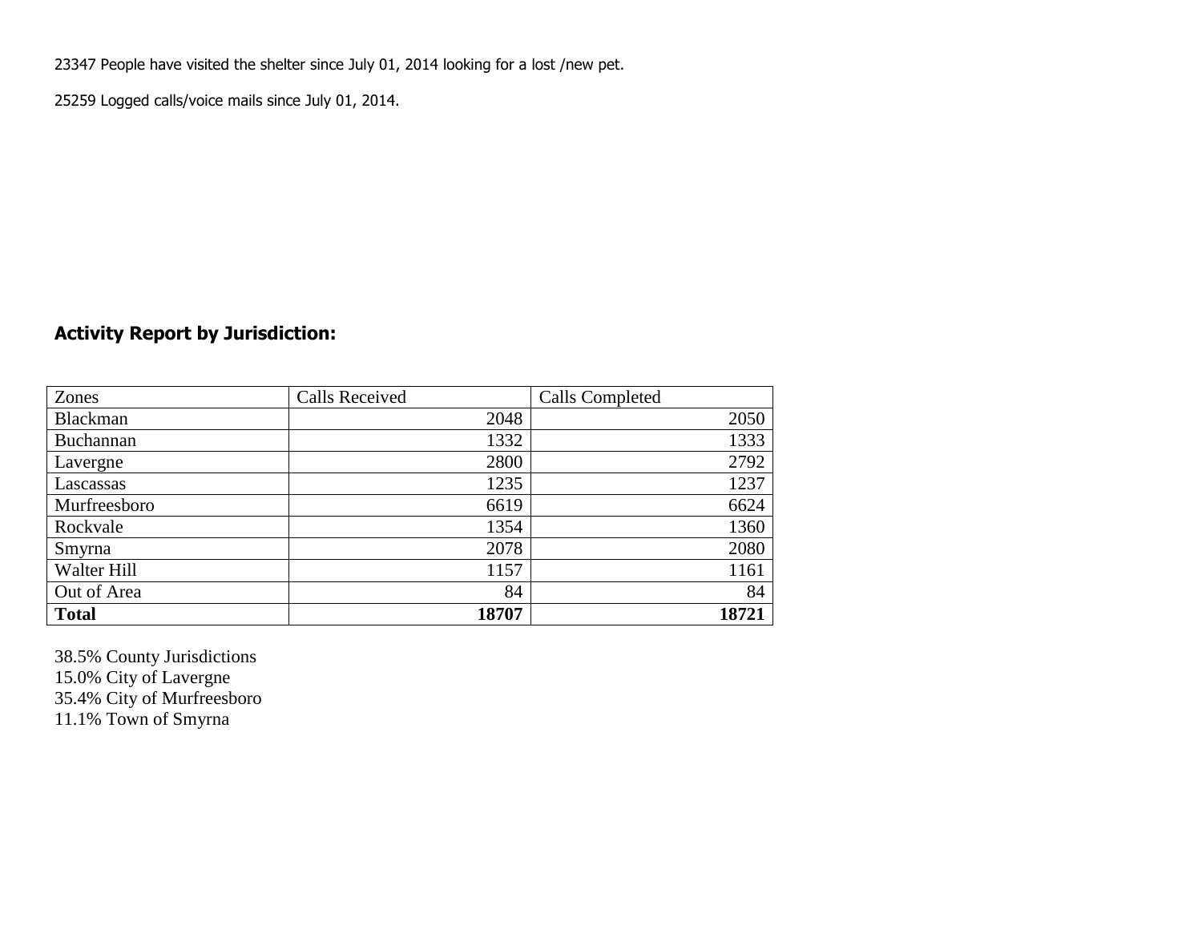23347 People have visited the shelter since July 01, 2014 looking for a lost /new pet.

25259 Logged calls/voice mails since July 01, 2014.

## Activity Report by Jurisdiction:

| Zones | Calls Received | Calls Completed |
| --- | --- | --- |
| Blackman | 2048 | 2050 |
| Buchannan | 1332 | 1333 |
| Lavergne | 2800 | 2792 |
| Lascassas | 1235 | 1237 |
| Murfreesboro | 6619 | 6624 |
| Rockvale | 1354 | 1360 |
| Smyrna | 2078 | 2080 |
| Walter Hill | 1157 | 1161 |
| Out of Area | 84 | 84 |
| **Total** | **18707** | **18721** |

38.5% County Jurisdictions
15.0% City of Lavergne
35.4% City of Murfreesboro
11.1% Town of Smyrna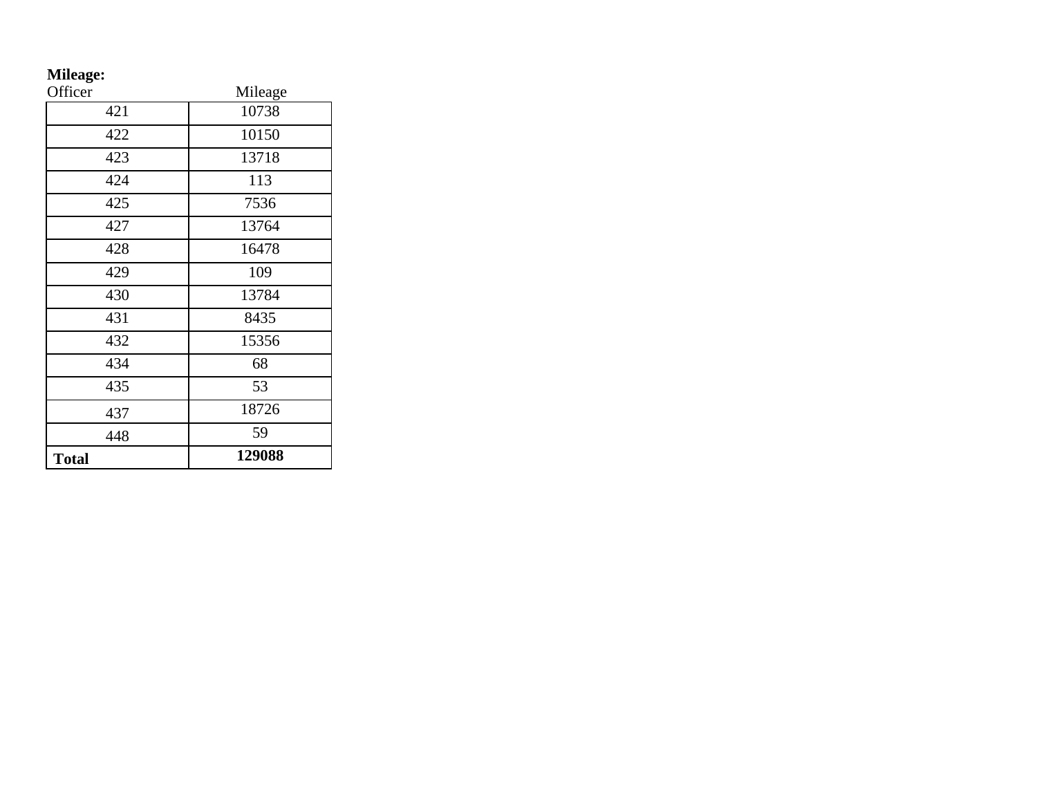**Mileage:**

| Officer | Mileage |
|---|---|
| 421 | 10738 |
| 422 | 10150 |
| 423 | 13718 |
| 424 | 113 |
| 425 | 7536 |
| 427 | 13764 |
| 428 | 16478 |
| 429 | 109 |
| 430 | 13784 |
| 431 | 8435 |
| 432 | 15356 |
| 434 | 68 |
| 435 | 53 |
| 437 | 18726 |
| 448 | 59 |
| **Total** | **129088** |